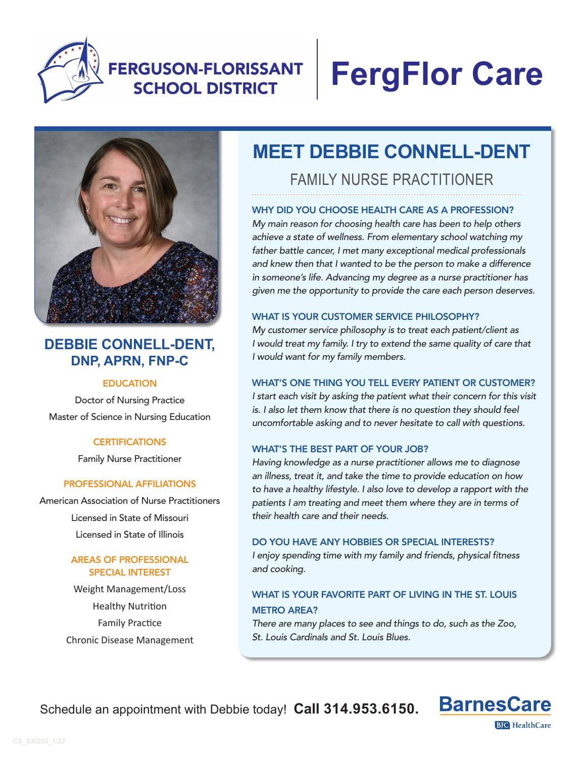FERGUSON-FLORISSANT SCHOOL DISTRICT

# FergFlor Care

## DEBBIE CONNELL-DENT, DNP, APRN, FNP-C

### EDUCATION

Doctor of Nursing Practice

Master of Science in Nursing Education

### CERTIFICATIONS

Family Nurse Practitioner

### PROFESSIONAL AFFILIATIONS

American Association of Nurse Practitioners

Licensed in State of Missouri

Licensed in State of Illinois

### AREAS OF PROFESSIONAL SPECIAL INTEREST

Weight Management/Loss

Healthy Nutrition

Family Practice

Chronic Disease Management

## MEET DEBBIE CONNELL-DENT

FAMILY NURSE PRACTITIONER

### WHY DID YOU CHOOSE HEALTH CARE AS A PROFESSION?

*My main reason for choosing health care has been to help others achieve a state of wellness. From elementary school watching my father battle cancer, I met many exceptional medical professionals and knew then that I wanted to be the person to make a difference in someone's life. Advancing my degree as a nurse practitioner has given me the opportunity to provide the care each person deserves.*

### WHAT IS YOUR CUSTOMER SERVICE PHILOSOPHY?

*My customer service philosophy is to treat each patient/client as I would treat my family. I try to extend the same quality of care that I would want for my family members.*

### WHAT'S ONE THING YOU TELL EVERY PATIENT OR CUSTOMER?

*I start each visit by asking the patient what their concern for this visit is. I also let them know that there is no question they should feel uncomfortable asking and to never hesitate to call with questions.*

### WHAT'S THE BEST PART OF YOUR JOB?

*Having knowledge as a nurse practitioner allows me to diagnose an illness, treat it, and take the time to provide education on how to have a healthy lifestyle. I also love to develop a rapport with the patients I am treating and meet them where they are in terms of their health care and their needs.*

### DO YOU HAVE ANY HOBBIES OR SPECIAL INTERESTS?

*I enjoy spending time with my family and friends, physical fitness and cooking.*

### WHAT IS YOUR FAVORITE PART OF LIVING IN THE ST. LOUIS METRO AREA?

*There are many places to see and things to do, such as the Zoo, St. Louis Cardinals and St. Louis Blues.*

Schedule an appointment with Debbie today! **Call 314.953.6150.**

BarnesCare
BJC HealthCare

CS_930253_1/22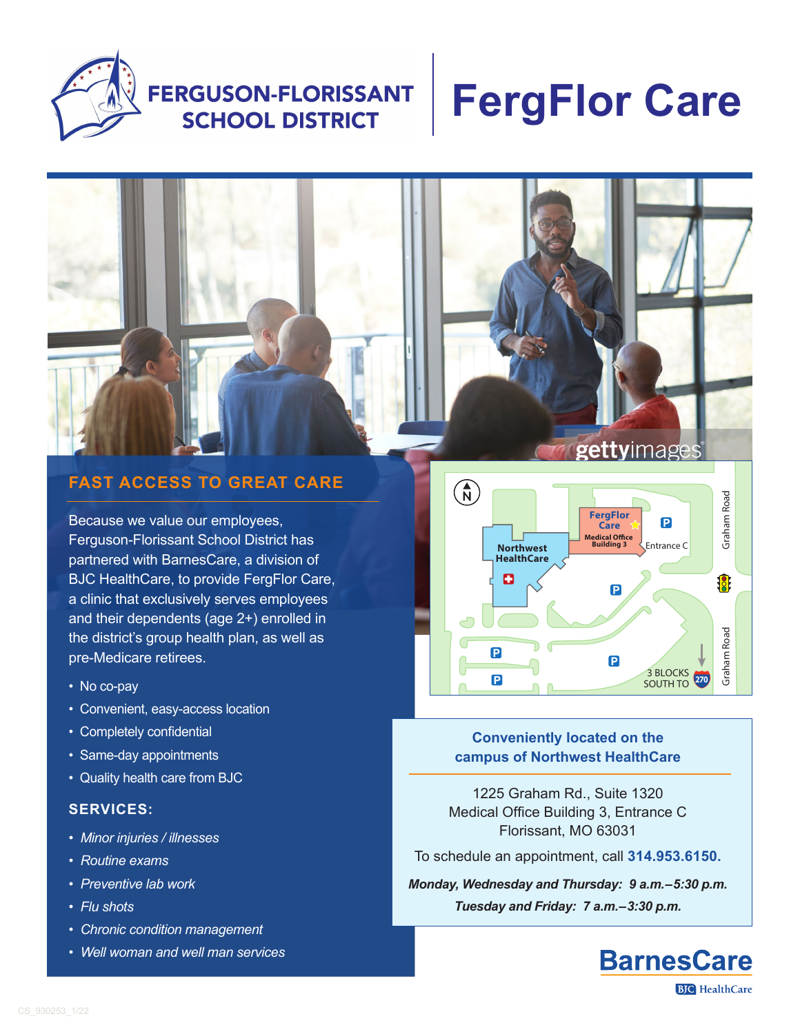# FERGUSON-FLORISSANT SCHOOL DISTRICT

# FergFlor Care

## FAST ACCESS TO GREAT CARE

Because we value our employees, Ferguson-Florissant School District has partnered with BarnesCare, a division of BJC HealthCare, to provide FergFlor Care, a clinic that exclusively serves employees and their dependents (age 2+) enrolled in the district's group health plan, as well as pre-Medicare retirees.

- No co-pay
- Convenient, easy-access location
- Completely confidential
- Same-day appointments
- Quality health care from BJC

### SERVICES:

- *Minor injuries / illnesses*
- *Routine exams*
- *Preventive lab work*
- *Flu shots*
- *Chronic condition management*
- *Well woman and well man services*

FergFlor Care
Medical Office Building 3
Northwest HealthCare
Entrance C
Graham Road
3 BLOCKS SOUTH TO 270

**Conveniently located on the campus of Northwest HealthCare**

1225 Graham Rd., Suite 1320
Medical Office Building 3, Entrance C
Florissant, MO 63031

To schedule an appointment, call **314.953.6150.**

***Monday, Wednesday and Thursday: 9 a.m.–5:30 p.m.***

***Tuesday and Friday: 7 a.m.–3:30 p.m.***

**BarnesCare**
BJC HealthCare

CS_930253_1/22